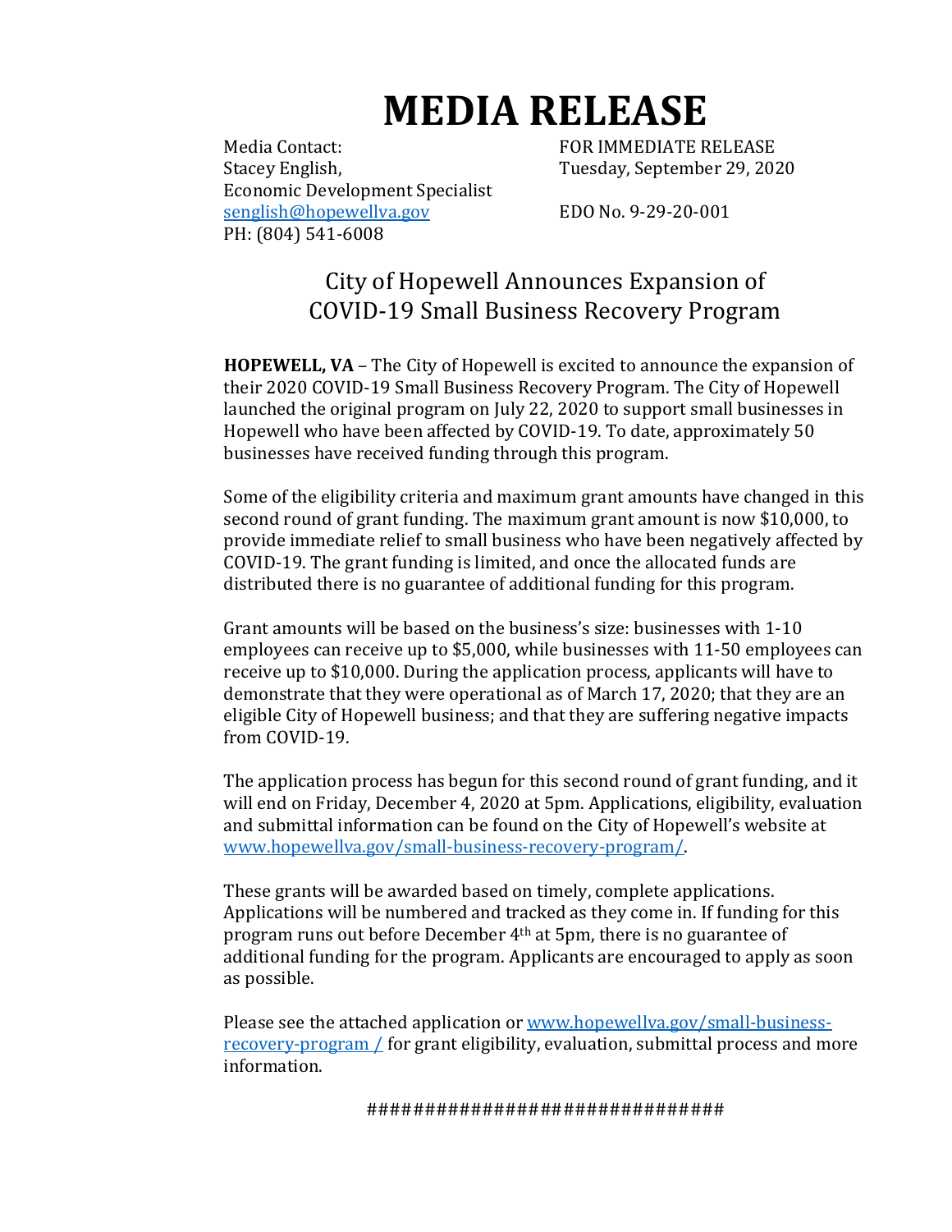# MEDIA RELEASE

Media Contact:
Stacey English,
Economic Development Specialist
senglish@hopewellva.gov
PH: (804) 541-6008

FOR IMMEDIATE RELEASE
Tuesday, September 29, 2020

EDO No. 9-29-20-001

## City of Hopewell Announces Expansion of COVID-19 Small Business Recovery Program

**HOPEWELL, VA** – The City of Hopewell is excited to announce the expansion of their 2020 COVID-19 Small Business Recovery Program. The City of Hopewell launched the original program on July 22, 2020 to support small businesses in Hopewell who have been affected by COVID-19. To date, approximately 50 businesses have received funding through this program.

Some of the eligibility criteria and maximum grant amounts have changed in this second round of grant funding. The maximum grant amount is now $10,000, to provide immediate relief to small business who have been negatively affected by COVID-19. The grant funding is limited, and once the allocated funds are distributed there is no guarantee of additional funding for this program.

Grant amounts will be based on the business's size: businesses with 1-10 employees can receive up to $5,000, while businesses with 11-50 employees can receive up to $10,000. During the application process, applicants will have to demonstrate that they were operational as of March 17, 2020; that they are an eligible City of Hopewell business; and that they are suffering negative impacts from COVID-19.

The application process has begun for this second round of grant funding, and it will end on Friday, December 4, 2020 at 5pm. Applications, eligibility, evaluation and submittal information can be found on the City of Hopewell's website at www.hopewellva.gov/small-business-recovery-program/.

These grants will be awarded based on timely, complete applications. Applications will be numbered and tracked as they come in. If funding for this program runs out before December 4th at 5pm, there is no guarantee of additional funding for the program. Applicants are encouraged to apply as soon as possible.

Please see the attached application or www.hopewellva.gov/small-business-recovery-program / for grant eligibility, evaluation, submittal process and more information.

###############################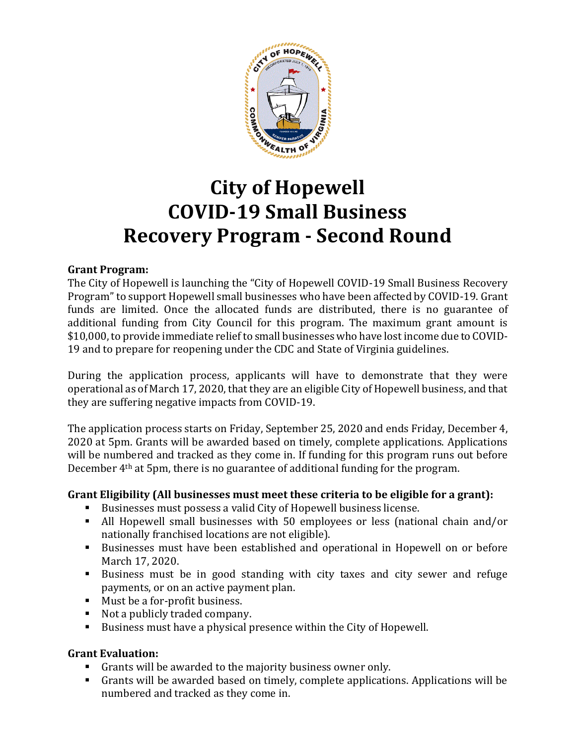# City of Hopewell COVID-19 Small Business Recovery Program - Second Round

**Grant Program:**

The City of Hopewell is launching the "City of Hopewell COVID-19 Small Business Recovery Program" to support Hopewell small businesses who have been affected by COVID-19. Grant funds are limited. Once the allocated funds are distributed, there is no guarantee of additional funding from City Council for this program. The maximum grant amount is $10,000, to provide immediate relief to small businesses who have lost income due to COVID-19 and to prepare for reopening under the CDC and State of Virginia guidelines.

During the application process, applicants will have to demonstrate that they were operational as of March 17, 2020, that they are an eligible City of Hopewell business, and that they are suffering negative impacts from COVID-19.

The application process starts on Friday, September 25, 2020 and ends Friday, December 4, 2020 at 5pm. Grants will be awarded based on timely, complete applications. Applications will be numbered and tracked as they come in. If funding for this program runs out before December 4th at 5pm, there is no guarantee of additional funding for the program.

**Grant Eligibility (All businesses must meet these criteria to be eligible for a grant):**

- Businesses must possess a valid City of Hopewell business license.
- All Hopewell small businesses with 50 employees or less (national chain and/or nationally franchised locations are not eligible).
- Businesses must have been established and operational in Hopewell on or before March 17, 2020.
- Business must be in good standing with city taxes and city sewer and refuge payments, or on an active payment plan.
- Must be a for-profit business.
- Not a publicly traded company.
- Business must have a physical presence within the City of Hopewell.

**Grant Evaluation:**

- Grants will be awarded to the majority business owner only.
- Grants will be awarded based on timely, complete applications. Applications will be numbered and tracked as they come in.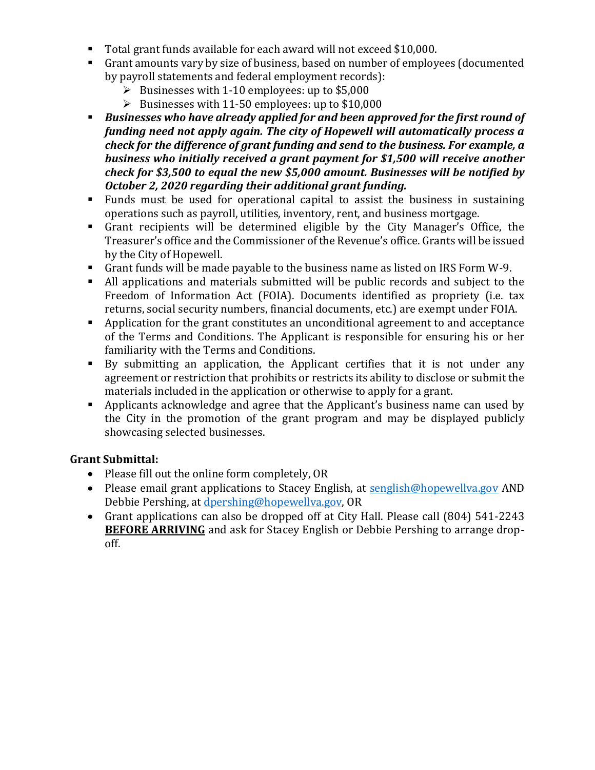- Total grant funds available for each award will not exceed $10,000.
- Grant amounts vary by size of business, based on number of employees (documented by payroll statements and federal employment records):
  - Businesses with 1-10 employees: up to $5,000
  - Businesses with 11-50 employees: up to $10,000
- ***Businesses who have already applied for and been approved for the first round of funding need not apply again. The city of Hopewell will automatically process a check for the difference of grant funding and send to the business. For example, a business who initially received a grant payment for $1,500 will receive another check for $3,500 to equal the new $5,000 amount. Businesses will be notified by October 2, 2020 regarding their additional grant funding.***
- Funds must be used for operational capital to assist the business in sustaining operations such as payroll, utilities, inventory, rent, and business mortgage.
- Grant recipients will be determined eligible by the City Manager's Office, the Treasurer's office and the Commissioner of the Revenue's office. Grants will be issued by the City of Hopewell.
- Grant funds will be made payable to the business name as listed on IRS Form W-9.
- All applications and materials submitted will be public records and subject to the Freedom of Information Act (FOIA). Documents identified as propriety (i.e. tax returns, social security numbers, financial documents, etc.) are exempt under FOIA.
- Application for the grant constitutes an unconditional agreement to and acceptance of the Terms and Conditions. The Applicant is responsible for ensuring his or her familiarity with the Terms and Conditions.
- By submitting an application, the Applicant certifies that it is not under any agreement or restriction that prohibits or restricts its ability to disclose or submit the materials included in the application or otherwise to apply for a grant.
- Applicants acknowledge and agree that the Applicant's business name can used by the City in the promotion of the grant program and may be displayed publicly showcasing selected businesses.

**Grant Submittal:**

- Please fill out the online form completely, OR
- Please email grant applications to Stacey English, at senglish@hopewellva.gov AND Debbie Pershing, at dpershing@hopewellva.gov, OR
- Grant applications can also be dropped off at City Hall. Please call (804) 541-2243 **BEFORE ARRIVING** and ask for Stacey English or Debbie Pershing to arrange drop-off.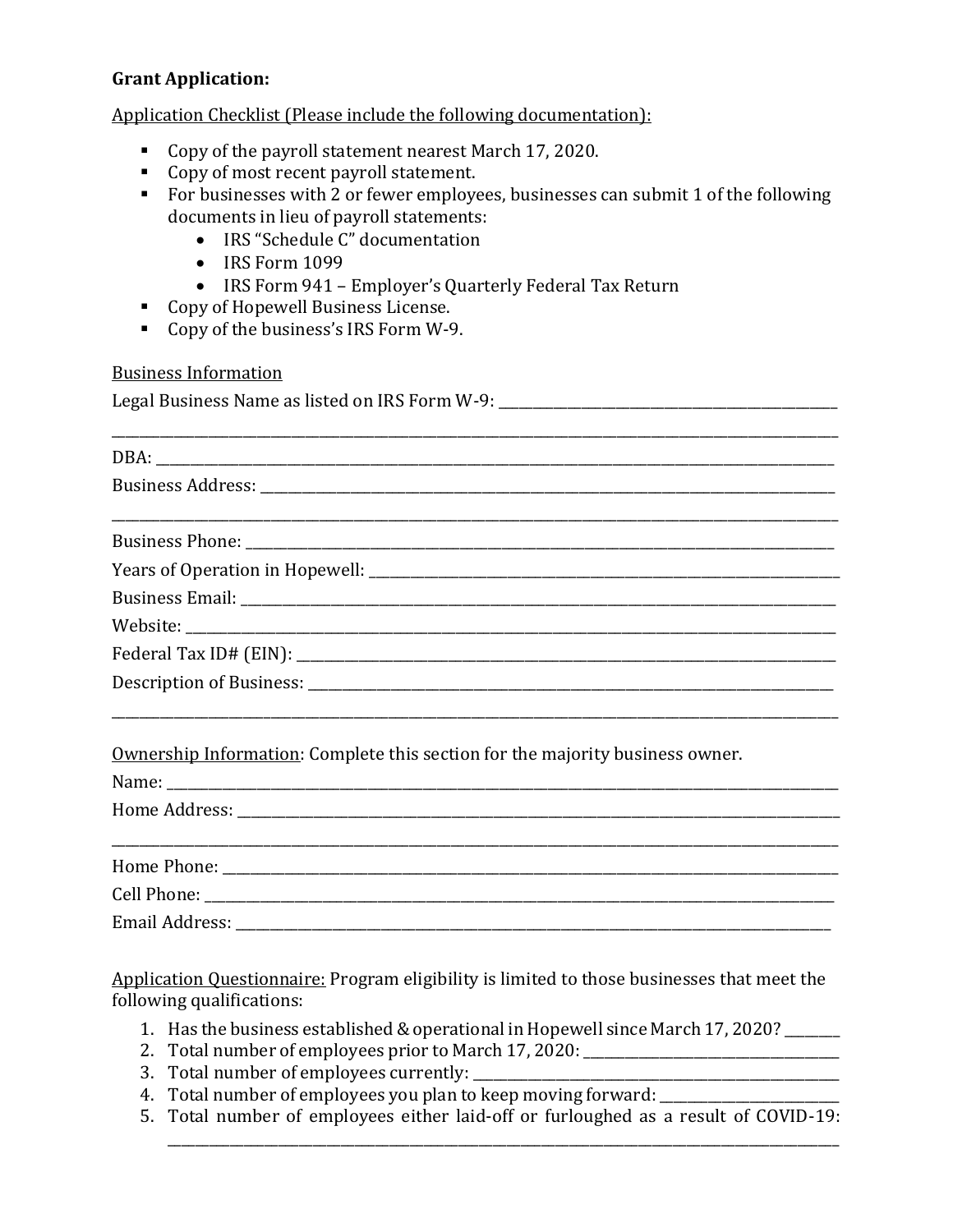**Grant Application:**

Application Checklist (Please include the following documentation):

- Copy of the payroll statement nearest March 17, 2020.
- Copy of most recent payroll statement.
- For businesses with 2 or fewer employees, businesses can submit 1 of the following documents in lieu of payroll statements:
  - IRS "Schedule C" documentation
  - IRS Form 1099
  - IRS Form 941 – Employer's Quarterly Federal Tax Return
- Copy of Hopewell Business License.
- Copy of the business's IRS Form W-9.

Business Information

Legal Business Name as listed on IRS Form W-9: ______________________________________________

_____________________________________________________________________________________________

DBA: _________________________________________________________________________________________

Business Address: ______________________________________________________________________________

_____________________________________________________________________________________________

Business Phone: ________________________________________________________________________________

Years of Operation in Hopewell: __________________________________________________________________

Business Email: ________________________________________________________________________________

Website: ______________________________________________________________________________________

Federal Tax ID# (EIN): ___________________________________________________________________________

Description of Business: _________________________________________________________________________

_____________________________________________________________________________________________

Ownership Information: Complete this section for the majority business owner.

Name: _________________________________________________________________________________________

Home Address: __________________________________________________________________________________

_____________________________________________________________________________________________

Home Phone: ___________________________________________________________________________________

Cell Phone: ____________________________________________________________________________________

Email Address: __________________________________________________________________________________

Application Questionnaire: Program eligibility is limited to those businesses that meet the following qualifications:

1. Has the business established & operational in Hopewell since March 17, 2020? _______
2. Total number of employees prior to March 17, 2020: ___________________________________
3. Total number of employees currently: ______________________________________________
4. Total number of employees you plan to keep moving forward: ________________________
5. Total number of employees either laid-off or furloughed as a result of COVID-19: _____________________________________________________________________________________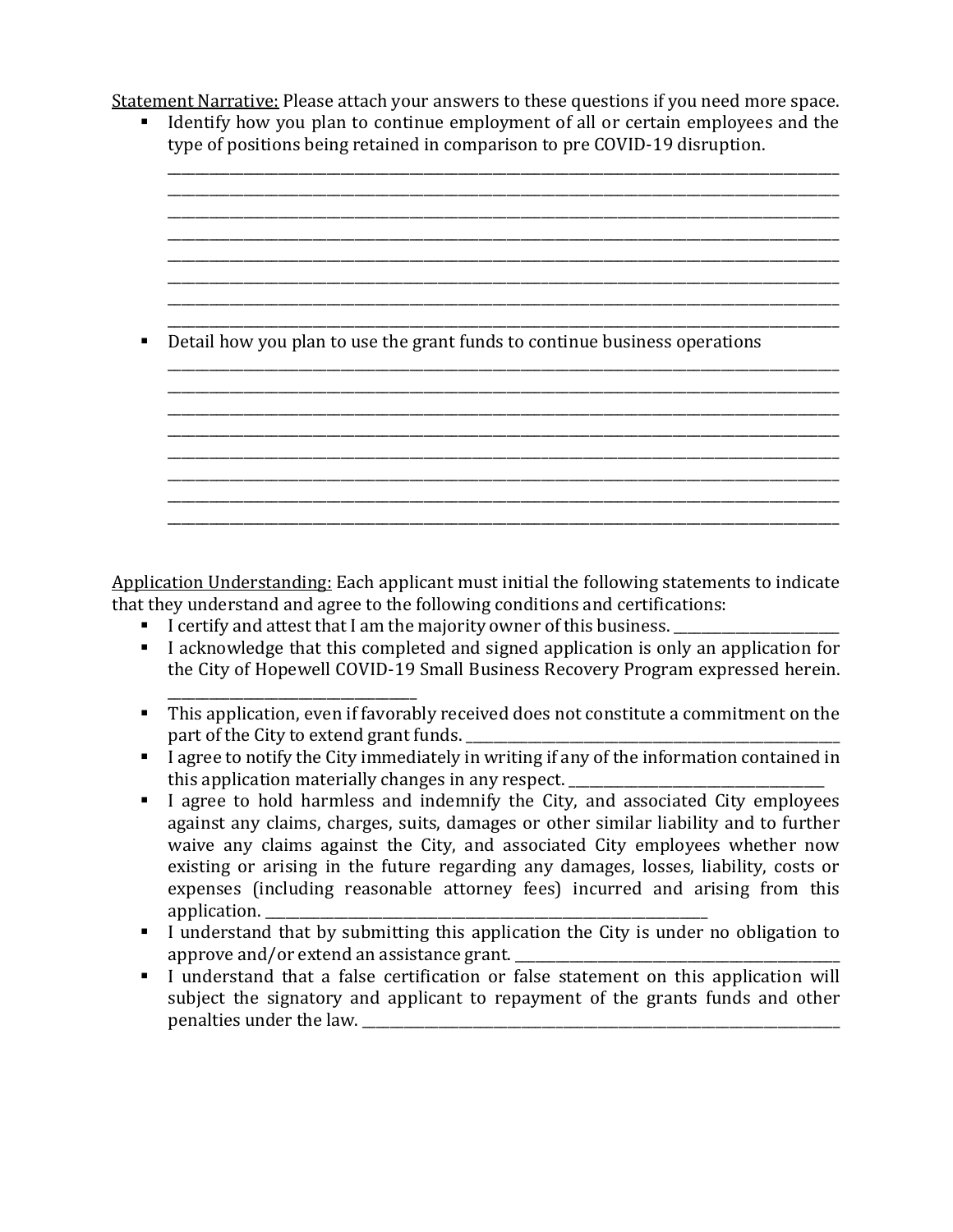Statement Narrative: Please attach your answers to these questions if you need more space.

- Identify how you plan to continue employment of all or certain employees and the type of positions being retained in comparison to pre COVID-19 disruption.

  ______________________________________________________________________________
  ______________________________________________________________________________
  ______________________________________________________________________________
  ______________________________________________________________________________
  ______________________________________________________________________________
  ______________________________________________________________________________
  ______________________________________________________________________________
  ______________________________________________________________________________

- Detail how you plan to use the grant funds to continue business operations

  ______________________________________________________________________________
  ______________________________________________________________________________
  ______________________________________________________________________________
  ______________________________________________________________________________
  ______________________________________________________________________________
  ______________________________________________________________________________
  ______________________________________________________________________________
  ______________________________________________________________________________

Application Understanding: Each applicant must initial the following statements to indicate that they understand and agree to the following conditions and certifications:

- I certify and attest that I am the majority owner of this business. ____________________
- I acknowledge that this completed and signed application is only an application for the City of Hopewell COVID-19 Small Business Recovery Program expressed herein. ____________________
- This application, even if favorably received does not constitute a commitment on the part of the City to extend grant funds. ____________________
- I agree to notify the City immediately in writing if any of the information contained in this application materially changes in any respect. ____________________
- I agree to hold harmless and indemnify the City, and associated City employees against any claims, charges, suits, damages or other similar liability and to further waive any claims against the City, and associated City employees whether now existing or arising in the future regarding any damages, losses, liability, costs or expenses (including reasonable attorney fees) incurred and arising from this application. ____________________
- I understand that by submitting this application the City is under no obligation to approve and/or extend an assistance grant. ____________________
- I understand that a false certification or false statement on this application will subject the signatory and applicant to repayment of the grants funds and other penalties under the law. ____________________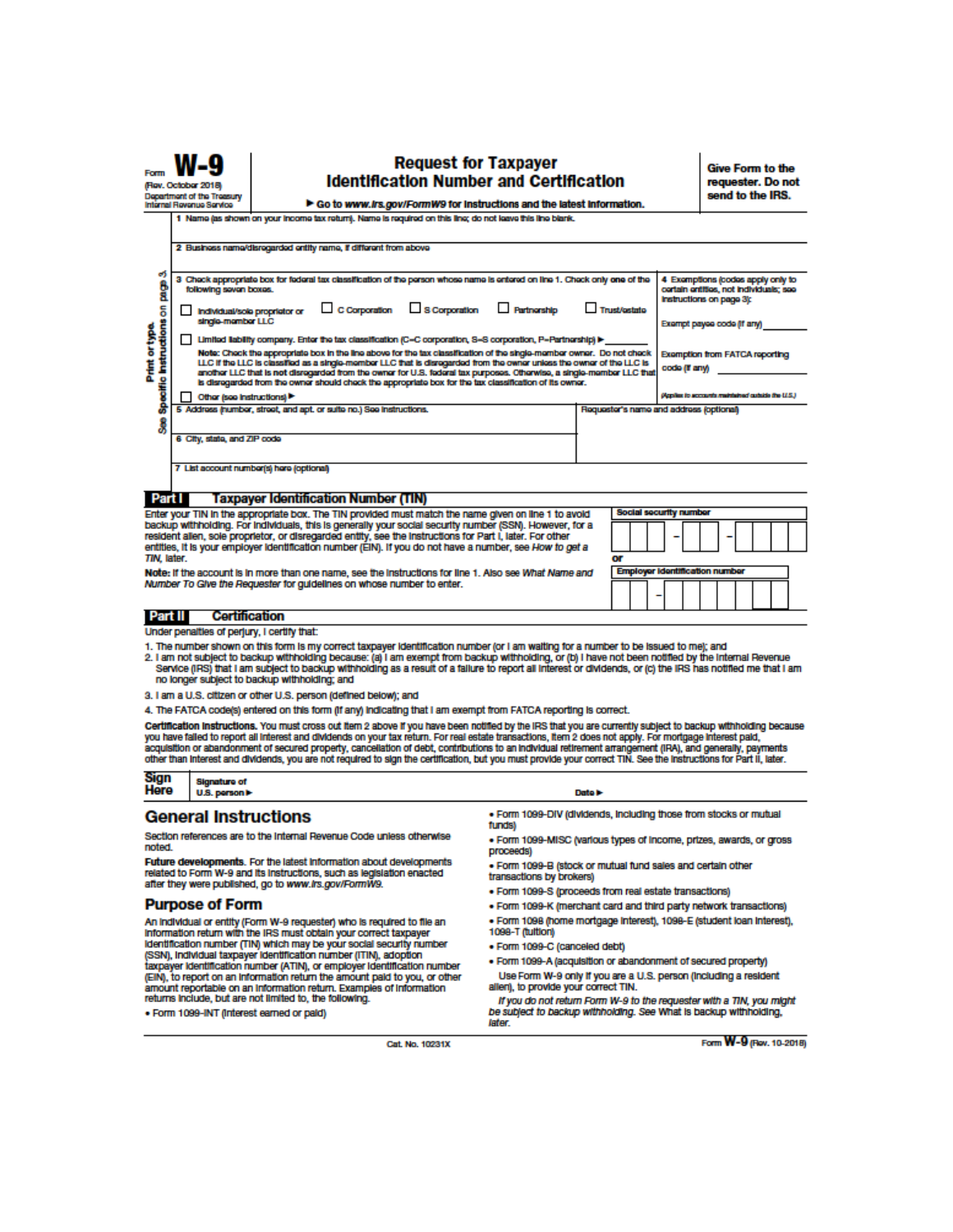Form **W-9**
(Rev. October 2018)
Department of the Treasury
Internal Revenue Service

# Request for Taxpayer Identification Number and Certification

▶ Go to *www.irs.gov/FormW9* for instructions and the latest information.

**Give Form to the requester. Do not send to the IRS.**

Print or type. See **Specific Instructions** on page 3.

1 Name (as shown on your income tax return). Name is required on this line; do not leave this line blank.

2 Business name/disregarded entity name, if different from above

3 Check appropriate box for federal tax classification of the person whose name is entered on line 1. Check only **one** of the following seven boxes.

☐ Individual/sole proprietor or single-member LLC ☐ C Corporation ☐ S Corporation ☐ Partnership ☐ Trust/estate

☐ Limited liability company. Enter the tax classification (C=C corporation, S=S corporation, P=Partnership) ▶ ________

**Note:** Check the appropriate box in the line above for the tax classification of the single-member owner. Do not check LLC if the LLC is classified as a single-member LLC that is disregarded from the owner unless the owner of the LLC is another LLC that is not disregarded from the owner for U.S. federal tax purposes. Otherwise, a single-member LLC that is disregarded from the owner should check the appropriate box for the tax classification of its owner.

☐ Other (see instructions) ▶

4 Exemptions (codes apply only to certain entities, not individuals; see instructions on page 3):

Exempt payee code (if any) ________

Exemption from FATCA reporting code (if any) ________

*(Applies to accounts maintained outside the U.S.)*

5 Address (number, street, and apt. or suite no.) See instructions.

Requester's name and address (optional)

6 City, state, and ZIP code

7 List account number(s) here (optional)

## Part I Taxpayer Identification Number (TIN)

Enter your TIN in the appropriate box. The TIN provided must match the name given on line 1 to avoid backup withholding. For individuals, this is generally your social security number (SSN). However, for a resident alien, sole proprietor, or disregarded entity, see the instructions for Part I, later. For other entities, it is your employer identification number (EIN). If you do not have a number, see *How to get a TIN,* later.

**Note:** If the account is in more than one name, see the instructions for line 1. Also see *What Name and Number To Give the Requester* for guidelines on whose number to enter.

**Social security number**

☐☐☐ – ☐☐ – ☐☐☐☐

**or**

**Employer identification number**

☐☐ – ☐☐☐☐☐☐☐

## Part II Certification

Under penalties of perjury, I certify that:

1. The number shown on this form is my correct taxpayer identification number (or I am waiting for a number to be issued to me); and
2. I am not subject to backup withholding because: (a) I am exempt from backup withholding, or (b) I have not been notified by the Internal Revenue Service (IRS) that I am subject to backup withholding as a result of a failure to report all interest or dividends, or (c) the IRS has notified me that I am no longer subject to backup withholding; and
3. I am a U.S. citizen or other U.S. person (defined below); and
4. The FATCA code(s) entered on this form (if any) indicating that I am exempt from FATCA reporting is correct.

**Certification instructions.** You must cross out item 2 above if you have been notified by the IRS that you are currently subject to backup withholding because you have failed to report all interest and dividends on your tax return. For real estate transactions, item 2 does not apply. For mortgage interest paid, acquisition or abandonment of secured property, cancellation of debt, contributions to an individual retirement arrangement (IRA), and generally, payments other than interest and dividends, you are not required to sign the certification, but you must provide your correct TIN. See the instructions for Part II, later.

**Sign Here** Signature of U.S. person ▶ Date ▶

# General Instructions

Section references are to the Internal Revenue Code unless otherwise noted.

**Future developments**. For the latest information about developments related to Form W-9 and its instructions, such as legislation enacted after they were published, go to *www.irs.gov/FormW9.*

## Purpose of Form

An individual or entity (Form W-9 requester) who is required to file an information return with the IRS must obtain your correct taxpayer identification number (TIN) which may be your social security number (SSN), individual taxpayer identification number (ITIN), adoption taxpayer identification number (ATIN), or employer identification number (EIN), to report on an information return the amount paid to you, or other amount reportable on an information return. Examples of information returns include, but are not limited to, the following.

- Form 1099-INT (interest earned or paid)
- Form 1099-DIV (dividends, including those from stocks or mutual funds)
- Form 1099-MISC (various types of income, prizes, awards, or gross proceeds)
- Form 1099-B (stock or mutual fund sales and certain other transactions by brokers)
- Form 1099-S (proceeds from real estate transactions)
- Form 1099-K (merchant card and third party network transactions)
- Form 1098 (home mortgage interest), 1098-E (student loan interest), 1098-T (tuition)
- Form 1099-C (canceled debt)
- Form 1099-A (acquisition or abandonment of secured property)

Use Form W-9 only if you are a U.S. person (including a resident alien), to provide your correct TIN.

*If you do not return Form W-9 to the requester with a TIN, you might be subject to backup withholding. See* What is backup withholding, *later.*

Cat. No. 10231X

Form **W-9** (Rev. 10-2018)